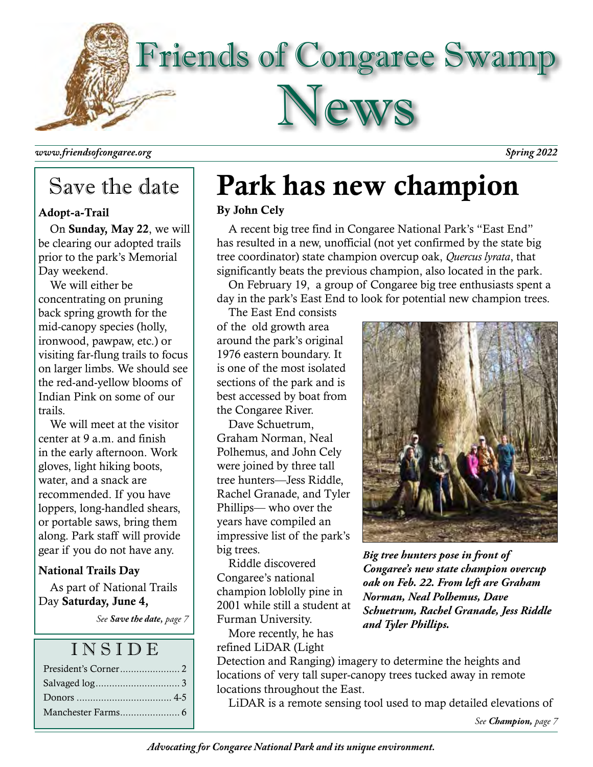# Friends of Congaree Swamp News

*www.friendsofcongaree.org* *Spring 2022*

## Save the date

**Adopt-a-Trail**

On **Sunday, May 22**, we will be clearing our adopted trails prior to the park's Memorial Day weekend.

We will either be concentrating on pruning back spring growth for the mid-canopy species (holly, ironwood, pawpaw, etc.) or visiting far-flung trails to focus on larger limbs. We should see the red-and-yellow blooms of Indian Pink on some of our trails.

We will meet at the visitor center at 9 a.m. and finish in the early afternoon. Work gloves, light hiking boots, water, and a snack are recommended. If you have loppers, long-handled shears, or portable saws, bring them along. Park staff will provide gear if you do not have any.

**National Trails Day**

As part of National Trails Day **Saturday, June 4,**

*See **Save the date,** page 7*

## INSIDE

- President's Corner ...................... 2
- Salvaged log ............................... 3
- Donors .................................. 4-5
- Manchester Farms ...................... 6

# Park has new champion

**By John Cely**

A recent big tree find in Congaree National Park's "East End" has resulted in a new, unofficial (not yet confirmed by the state big tree coordinator) state champion overcup oak, *Quercus lyrata*, that significantly beats the previous champion, also located in the park.

On February 19, a group of Congaree big tree enthusiasts spent a day in the park's East End to look for potential new champion trees.

The East End consists of the old growth area around the park's original 1976 eastern boundary. It is one of the most isolated sections of the park and is best accessed by boat from the Congaree River.

Dave Schuetrum, Graham Norman, Neal Polhemus, and John Cely were joined by three tall tree hunters—Jess Riddle, Rachel Granade, and Tyler Phillips— who over the years have compiled an impressive list of the park's big trees.

*Big tree hunters pose in front of Congaree's new state champion overcup oak on Feb. 22. From left are Graham Norman, Neal Polhemus, Dave Schuetrum, Rachel Granade, Jess Riddle and Tyler Phillips.*

Riddle discovered Congaree's national champion loblolly pine in 2001 while still a student at Furman University.

More recently, he has refined LiDAR (Light Detection and Ranging) imagery to determine the heights and locations of very tall super-canopy trees tucked away in remote locations throughout the East.

LiDAR is a remote sensing tool used to map detailed elevations of

*See **Champion,** page 7*

*Advocating for Congaree National Park and its unique environment.*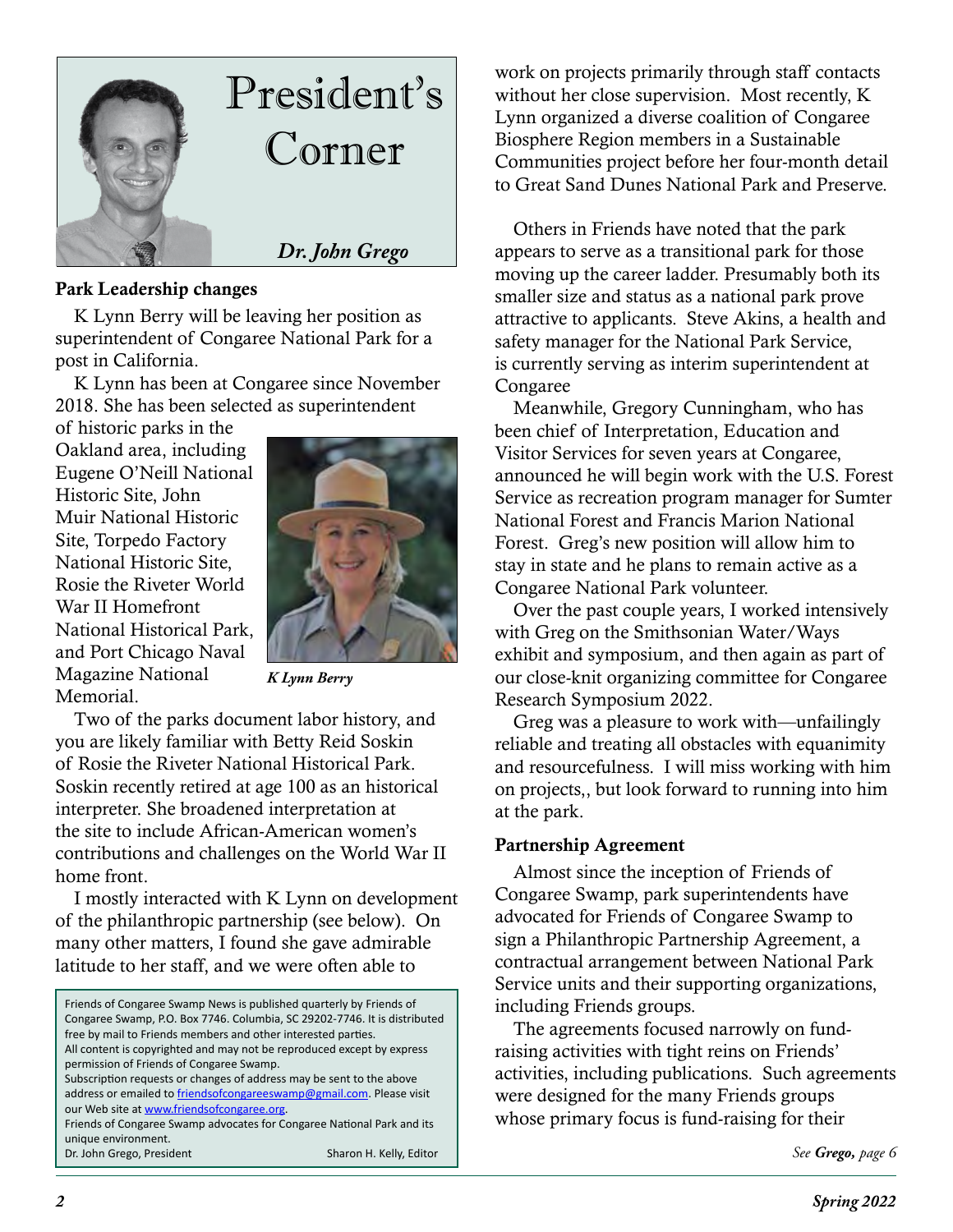# President's Corner

*Dr. John Grego*

### Park Leadership changes

K Lynn Berry will be leaving her position as superintendent of Congaree National Park for a post in California.

K Lynn has been at Congaree since November 2018. She has been selected as superintendent of historic parks in the Oakland area, including Eugene O'Neill National Historic Site, John Muir National Historic Site, Torpedo Factory National Historic Site, Rosie the Riveter World War II Homefront National Historical Park, and Port Chicago Naval Magazine National Memorial.

*K Lynn Berry*

Two of the parks document labor history, and you are likely familiar with Betty Reid Soskin of Rosie the Riveter National Historical Park. Soskin recently retired at age 100 as an historical interpreter. She broadened interpretation at the site to include African-American women's contributions and challenges on the World War II home front.

I mostly interacted with K Lynn on development of the philanthropic partnership (see below). On many other matters, I found she gave admirable latitude to her staff, and we were often able to work on projects primarily through staff contacts without her close supervision. Most recently, K Lynn organized a diverse coalition of Congaree Biosphere Region members in a Sustainable Communities project before her four-month detail to Great Sand Dunes National Park and Preserve.

Others in Friends have noted that the park appears to serve as a transitional park for those moving up the career ladder. Presumably both its smaller size and status as a national park prove attractive to applicants. Steve Akins, a health and safety manager for the National Park Service, is currently serving as interim superintendent at Congaree

Meanwhile, Gregory Cunningham, who has been chief of Interpretation, Education and Visitor Services for seven years at Congaree, announced he will begin work with the U.S. Forest Service as recreation program manager for Sumter National Forest and Francis Marion National Forest. Greg's new position will allow him to stay in state and he plans to remain active as a Congaree National Park volunteer.

Over the past couple years, I worked intensively with Greg on the Smithsonian Water/Ways exhibit and symposium, and then again as part of our close-knit organizing committee for Congaree Research Symposium 2022.

Greg was a pleasure to work with—unfailingly reliable and treating all obstacles with equanimity and resourcefulness. I will miss working with him on projects,, but look forward to running into him at the park.

### Partnership Agreement

Almost since the inception of Friends of Congaree Swamp, park superintendents have advocated for Friends of Congaree Swamp to sign a Philanthropic Partnership Agreement, a contractual arrangement between National Park Service units and their supporting organizations, including Friends groups.

The agreements focused narrowly on fund-raising activities with tight reins on Friends' activities, including publications. Such agreements were designed for the many Friends groups whose primary focus is fund-raising for their

*See* ***Grego,*** *page 6*

---

Friends of Congaree Swamp News is published quarterly by Friends of Congaree Swamp, P.O. Box 7746. Columbia, SC 29202-7746. It is distributed free by mail to Friends members and other interested parties.
All content is copyrighted and may not be reproduced except by express permission of Friends of Congaree Swamp.
Subscription requests or changes of address may be sent to the above address or emailed to friendsofcongareeswamp@gmail.com. Please visit our Web site at www.friendsofcongaree.org.
Friends of Congaree Swamp advocates for Congaree National Park and its unique environment.
Dr. John Grego, President — Sharon H. Kelly, Editor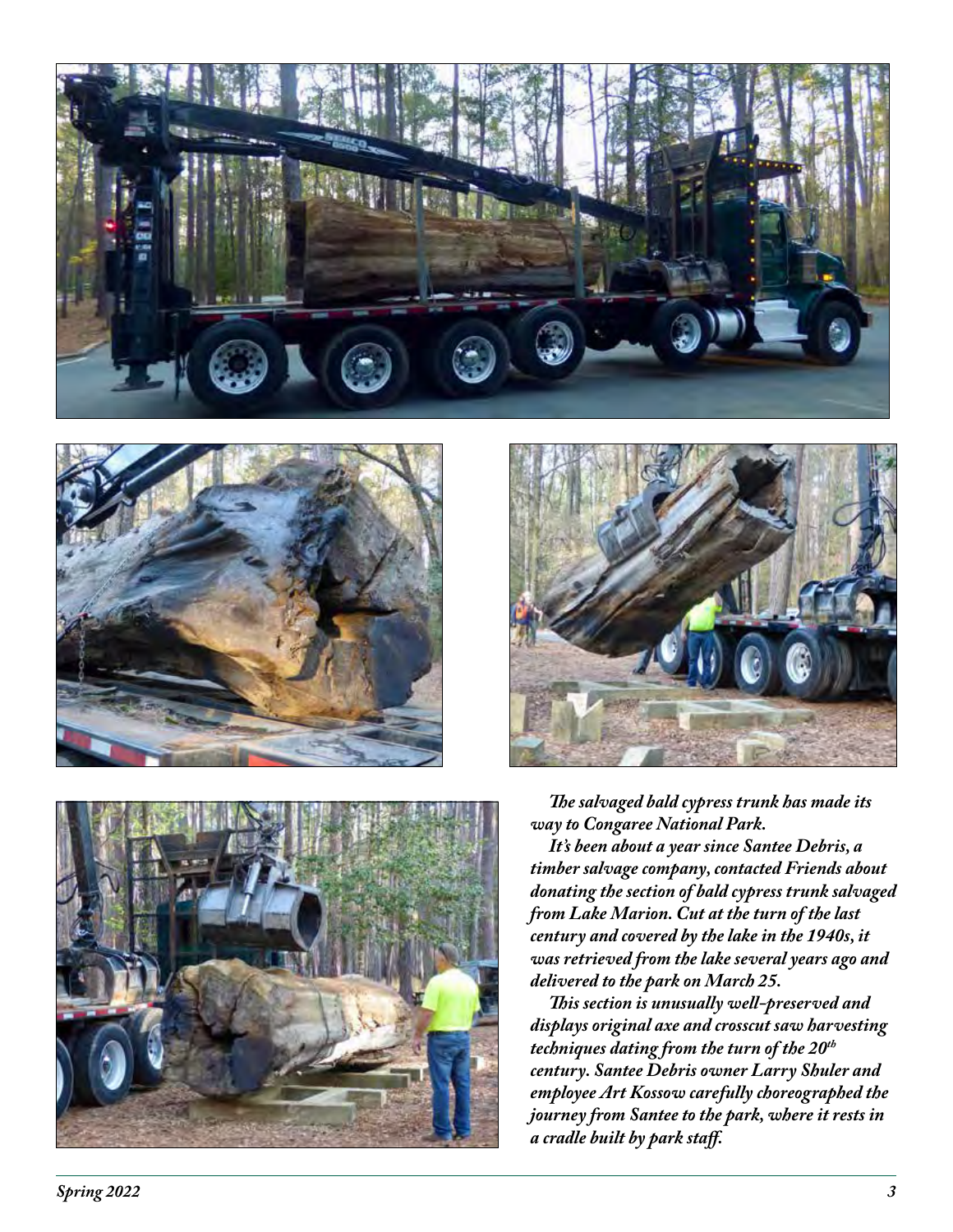*The salvaged bald cypress trunk has made its way to Congaree National Park.*

*It's been about a year since Santee Debris, a timber salvage company, contacted Friends about donating the section of bald cypress trunk salvaged from Lake Marion. Cut at the turn of the last century and covered by the lake in the 1940s, it was retrieved from the lake several years ago and delivered to the park on March 25.*

*This section is unusually well-preserved and displays original axe and crosscut saw harvesting techniques dating from the turn of the 20th century. Santee Debris owner Larry Shuler and employee Art Kossow carefully choreographed the journey from Santee to the park, where it rests in a cradle built by park staff.*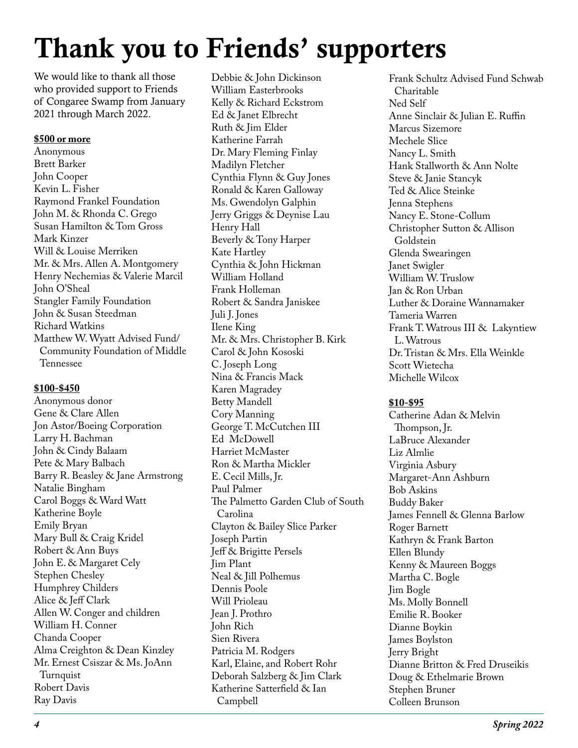# Thank you to Friends' supporters

We would like to thank all those who provided support to Friends of Congaree Swamp from January 2021 through March 2022.

**$500 or more**

Anonymous
Brett Barker
John Cooper
Kevin L. Fisher
Raymond Frankel Foundation
John M. & Rhonda C. Grego
Susan Hamilton & Tom Gross
Mark Kinzer
Will & Louise Merriken
Mr. & Mrs. Allen A. Montgomery
Henry Nechemias & Valerie Marcil
John O'Sheal
Stangler Family Foundation
John & Susan Steedman
Richard Watkins
Matthew W. Wyatt Advised Fund/ Community Foundation of Middle Tennessee

**$100-$450**

Anonymous donor
Gene & Clare Allen
Jon Astor/Boeing Corporation
Larry H. Bachman
John & Cindy Balaam
Pete & Mary Balbach
Barry R. Beasley & Jane Armstrong
Natalie Bingham
Carol Boggs & Ward Watt
Katherine Boyle
Emily Bryan
Mary Bull & Craig Kridel
Robert & Ann Buys
John E. & Margaret Cely
Stephen Chesley
Humphrey Childers
Alice & Jeff Clark
Allen W. Conger and children
William H. Conner
Chanda Cooper
Alma Creighton & Dean Kinzley
Mr. Ernest Csiszar & Ms. JoAnn Turnquist
Robert Davis
Ray Davis
Debbie & John Dickinson
William Easterbrooks
Kelly & Richard Eckstrom
Ed & Janet Elbrecht
Ruth & Jim Elder
Katherine Farrah
Dr. Mary Fleming Finlay
Madilyn Fletcher
Cynthia Flynn & Guy Jones
Ronald & Karen Galloway
Ms. Gwendolyn Galphin
Jerry Griggs & Deynise Lau
Henry Hall
Beverly & Tony Harper
Kate Hartley
Cynthia & John Hickman
William Holland
Frank Holleman
Robert & Sandra Janiskee
Juli J. Jones
Ilene King
Mr. & Mrs. Christopher B. Kirk
Carol & John Kososki
C. Joseph Long
Nina & Francis Mack
Karen Magradey
Betty Mandell
Cory Manning
George T. McCutchen III
Ed McDowell
Harriet McMaster
Ron & Martha Mickler
E. Cecil Mills, Jr.
Paul Palmer
The Palmetto Garden Club of South Carolina
Clayton & Bailey Slice Parker
Joseph Partin
Jeff & Brigitte Persels
Jim Plant
Neal & Jill Polhemus
Dennis Poole
Will Prioleau
Jean J. Prothro
John Rich
Sien Rivera
Patricia M. Rodgers
Karl, Elaine, and Robert Rohr
Deborah Salzberg & Jim Clark
Katherine Satterfield & Ian Campbell
Frank Schultz Advised Fund Schwab Charitable
Ned Self
Anne Sinclair & Julian E. Ruffin
Marcus Sizemore
Mechele Slice
Nancy L. Smith
Hank Stallworth & Ann Nolte
Steve & Janie Stancyk
Ted & Alice Steinke
Jenna Stephens
Nancy E. Stone-Collum
Christopher Sutton & Allison Goldstein
Glenda Swearingen
Janet Swigler
William W. Truslow
Jan & Ron Urban
Luther & Doraine Wannamaker
Tameria Warren
Frank T. Watrous III & Lakyntiew L. Watrous
Dr. Tristan & Mrs. Ella Weinkle
Scott Wietecha
Michelle Wilcox

**$10-$95**

Catherine Adan & Melvin Thompson, Jr.
LaBruce Alexander
Liz Almlie
Virginia Asbury
Margaret-Ann Ashburn
Bob Askins
Buddy Baker
James Fennell & Glenna Barlow
Roger Barnett
Kathryn & Frank Barton
Ellen Blundy
Kenny & Maureen Boggs
Martha C. Bogle
Jim Bogle
Ms. Molly Bonnell
Emilie R. Booker
Dianne Boykin
James Boylston
Jerry Bright
Dianne Britton & Fred Druseikis
Doug & Ethelmarie Brown
Stephen Bruner
Colleen Brunson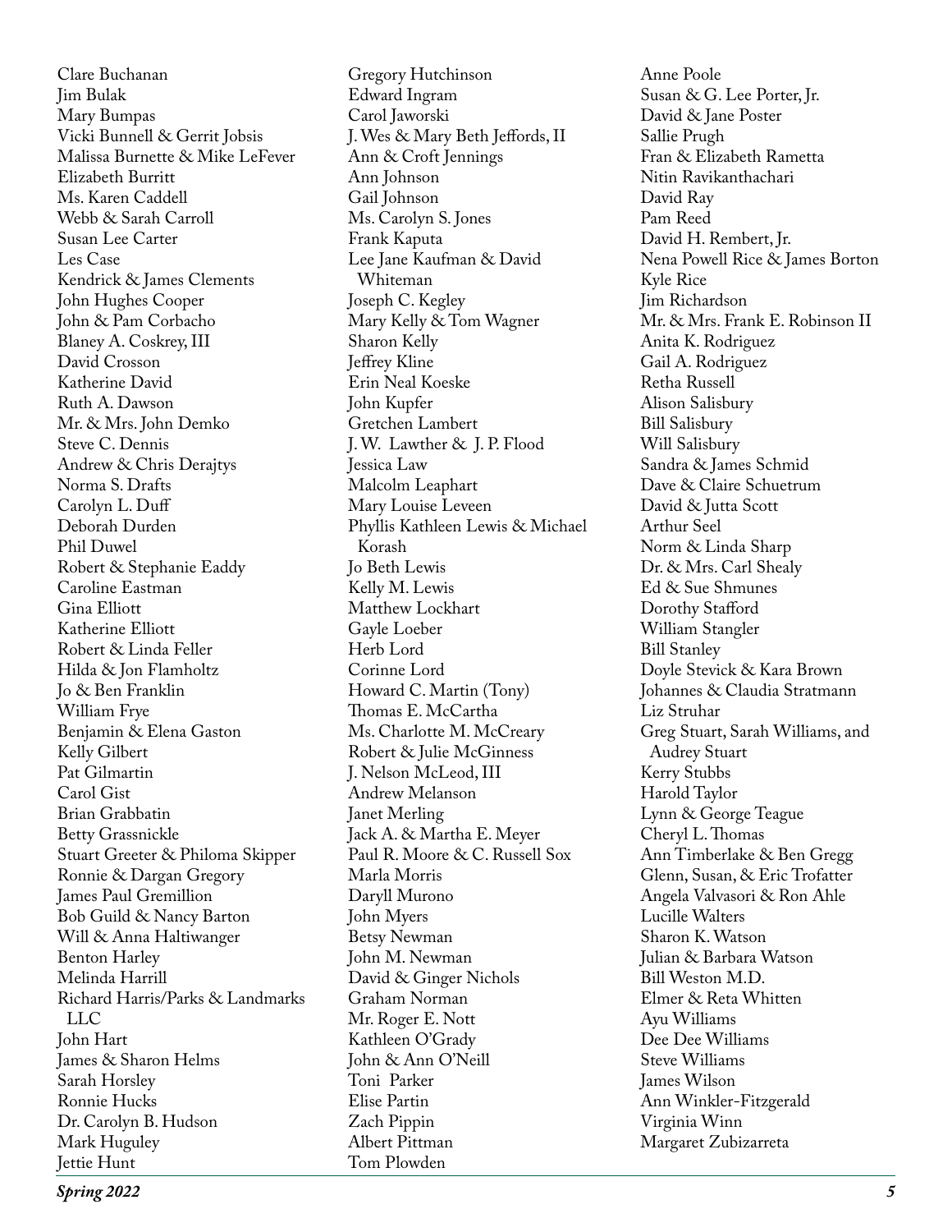Clare Buchanan
Jim Bulak
Mary Bumpas
Vicki Bunnell & Gerrit Jobsis
Malissa Burnette & Mike LeFever
Elizabeth Burritt
Ms. Karen Caddell
Webb & Sarah Carroll
Susan Lee Carter
Les Case
Kendrick & James Clements
John Hughes Cooper
John & Pam Corbacho
Blaney A. Coskrey, III
David Crosson
Katherine David
Ruth A. Dawson
Mr. & Mrs. John Demko
Steve C. Dennis
Andrew & Chris Derajtys
Norma S. Drafts
Carolyn L. Duff
Deborah Durden
Phil Duwel
Robert & Stephanie Eaddy
Caroline Eastman
Gina Elliott
Katherine Elliott
Robert & Linda Feller
Hilda & Jon Flamholtz
Jo & Ben Franklin
William Frye
Benjamin & Elena Gaston
Kelly Gilbert
Pat Gilmartin
Carol Gist
Brian Grabbatin
Betty Grassnickle
Stuart Greeter & Philoma Skipper
Ronnie & Dargan Gregory
James Paul Gremillion
Bob Guild & Nancy Barton
Will & Anna Haltiwanger
Benton Harley
Melinda Harrill
Richard Harris/Parks & Landmarks LLC
John Hart
James & Sharon Helms
Sarah Horsley
Ronnie Hucks
Dr. Carolyn B. Hudson
Mark Huguley
Jettie Hunt
Gregory Hutchinson
Edward Ingram
Carol Jaworski
J. Wes & Mary Beth Jeffords, II
Ann & Croft Jennings
Ann Johnson
Gail Johnson
Ms. Carolyn S. Jones
Frank Kaputa
Lee Jane Kaufman & David Whiteman
Joseph C. Kegley
Mary Kelly & Tom Wagner
Sharon Kelly
Jeffrey Kline
Erin Neal Koeske
John Kupfer
Gretchen Lambert
J. W. Lawther & J. P. Flood
Jessica Law
Malcolm Leaphart
Mary Louise Leveen
Phyllis Kathleen Lewis & Michael Korash
Jo Beth Lewis
Kelly M. Lewis
Matthew Lockhart
Gayle Loeber
Herb Lord
Corinne Lord
Howard C. Martin (Tony)
Thomas E. McCartha
Ms. Charlotte M. McCreary
Robert & Julie McGinness
J. Nelson McLeod, III
Andrew Melanson
Janet Merling
Jack A. & Martha E. Meyer
Paul R. Moore & C. Russell Sox
Marla Morris
Daryll Murono
John Myers
Betsy Newman
John M. Newman
David & Ginger Nichols
Graham Norman
Mr. Roger E. Nott
Kathleen O'Grady
John & Ann O'Neill
Toni Parker
Elise Partin
Zach Pippin
Albert Pittman
Tom Plowden
Anne Poole
Susan & G. Lee Porter, Jr.
David & Jane Poster
Sallie Prugh
Fran & Elizabeth Rametta
Nitin Ravikanthachari
David Ray
Pam Reed
David H. Rembert, Jr.
Nena Powell Rice & James Borton
Kyle Rice
Jim Richardson
Mr. & Mrs. Frank E. Robinson II
Anita K. Rodriguez
Gail A. Rodriguez
Retha Russell
Alison Salisbury
Bill Salisbury
Will Salisbury
Sandra & James Schmid
Dave & Claire Schuetrum
David & Jutta Scott
Arthur Seel
Norm & Linda Sharp
Dr. & Mrs. Carl Shealy
Ed & Sue Shmunes
Dorothy Stafford
William Stangler
Bill Stanley
Doyle Stevick & Kara Brown
Johannes & Claudia Stratmann
Liz Struhar
Greg Stuart, Sarah Williams, and Audrey Stuart
Kerry Stubbs
Harold Taylor
Lynn & George Teague
Cheryl L. Thomas
Ann Timberlake & Ben Gregg
Glenn, Susan, & Eric Trofatter
Angela Valvasori & Ron Ahle
Lucille Walters
Sharon K. Watson
Julian & Barbara Watson
Bill Weston M.D.
Elmer & Reta Whitten
Ayu Williams
Dee Dee Williams
Steve Williams
James Wilson
Ann Winkler-Fitzgerald
Virginia Winn
Margaret Zubizarreta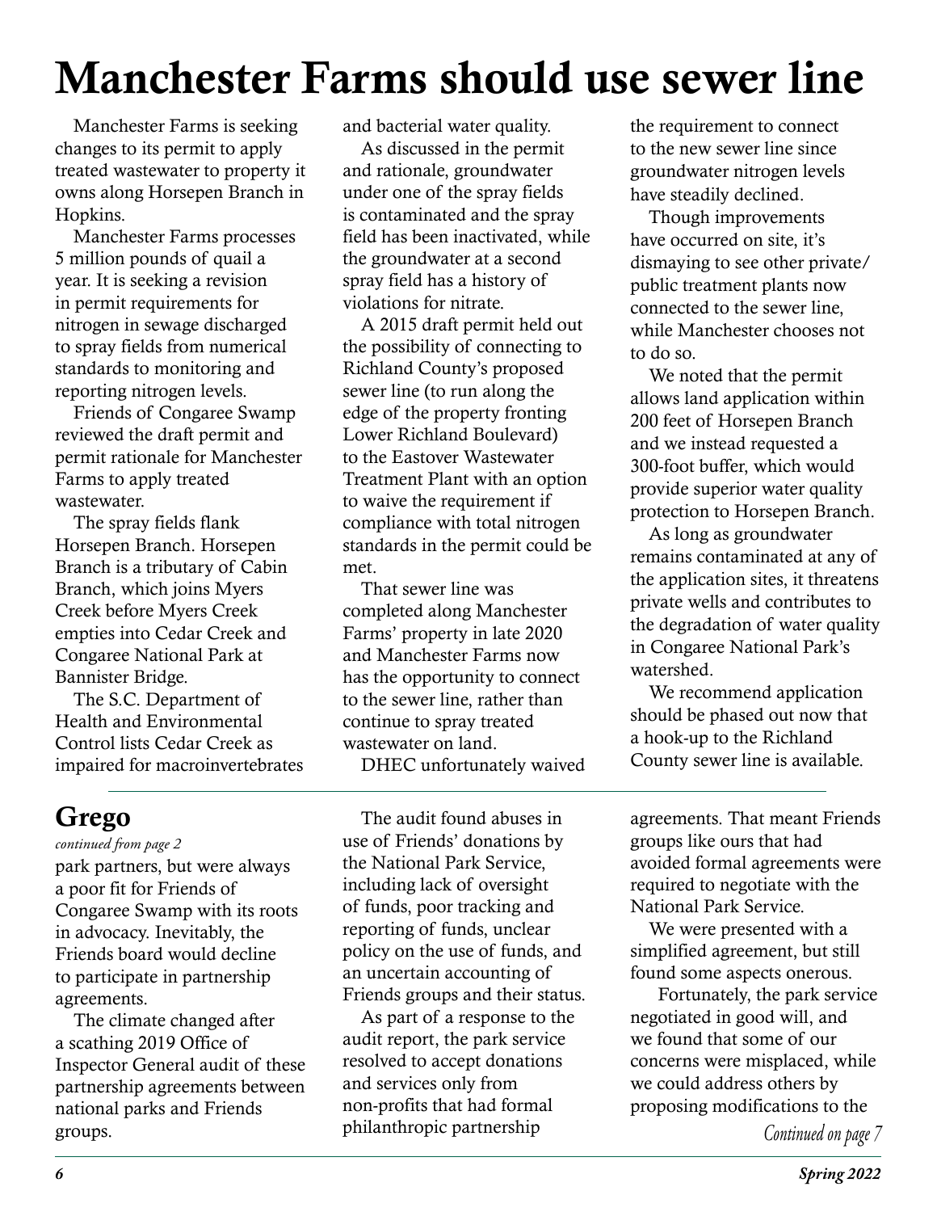# Manchester Farms should use sewer line

Manchester Farms is seeking changes to its permit to apply treated wastewater to property it owns along Horsepen Branch in Hopkins.

Manchester Farms processes 5 million pounds of quail a year. It is seeking a revision in permit requirements for nitrogen in sewage discharged to spray fields from numerical standards to monitoring and reporting nitrogen levels.

Friends of Congaree Swamp reviewed the draft permit and permit rationale for Manchester Farms to apply treated wastewater.

The spray fields flank Horsepen Branch. Horsepen Branch is a tributary of Cabin Branch, which joins Myers Creek before Myers Creek empties into Cedar Creek and Congaree National Park at Bannister Bridge.

The S.C. Department of Health and Environmental Control lists Cedar Creek as impaired for macroinvertebrates and bacterial water quality.

As discussed in the permit and rationale, groundwater under one of the spray fields is contaminated and the spray field has been inactivated, while the groundwater at a second spray field has a history of violations for nitrate.

A 2015 draft permit held out the possibility of connecting to Richland County's proposed sewer line (to run along the edge of the property fronting Lower Richland Boulevard) to the Eastover Wastewater Treatment Plant with an option to waive the requirement if compliance with total nitrogen standards in the permit could be met.

That sewer line was completed along Manchester Farms' property in late 2020 and Manchester Farms now has the opportunity to connect to the sewer line, rather than continue to spray treated wastewater on land.

DHEC unfortunately waived the requirement to connect to the new sewer line since groundwater nitrogen levels have steadily declined.

Though improvements have occurred on site, it's dismaying to see other private/public treatment plants now connected to the sewer line, while Manchester chooses not to do so.

We noted that the permit allows land application within 200 feet of Horsepen Branch and we instead requested a 300-foot buffer, which would provide superior water quality protection to Horsepen Branch.

As long as groundwater remains contaminated at any of the application sites, it threatens private wells and contributes to the degradation of water quality in Congaree National Park's watershed.

We recommend application should be phased out now that a hook-up to the Richland County sewer line is available.

---

## Grego

*continued from page 2*

park partners, but were always a poor fit for Friends of Congaree Swamp with its roots in advocacy. Inevitably, the Friends board would decline to participate in partnership agreements.

The climate changed after a scathing 2019 Office of Inspector General audit of these partnership agreements between national parks and Friends groups.

The audit found abuses in use of Friends' donations by the National Park Service, including lack of oversight of funds, poor tracking and reporting of funds, unclear policy on the use of funds, and an uncertain accounting of Friends groups and their status.

As part of a response to the audit report, the park service resolved to accept donations and services only from non-profits that had formal philanthropic partnership agreements. That meant Friends groups like ours that had avoided formal agreements were required to negotiate with the National Park Service.

We were presented with a simplified agreement, but still found some aspects onerous.

Fortunately, the park service negotiated in good will, and we found that some of our concerns were misplaced, while we could address others by proposing modifications to the

*Continued on page 7*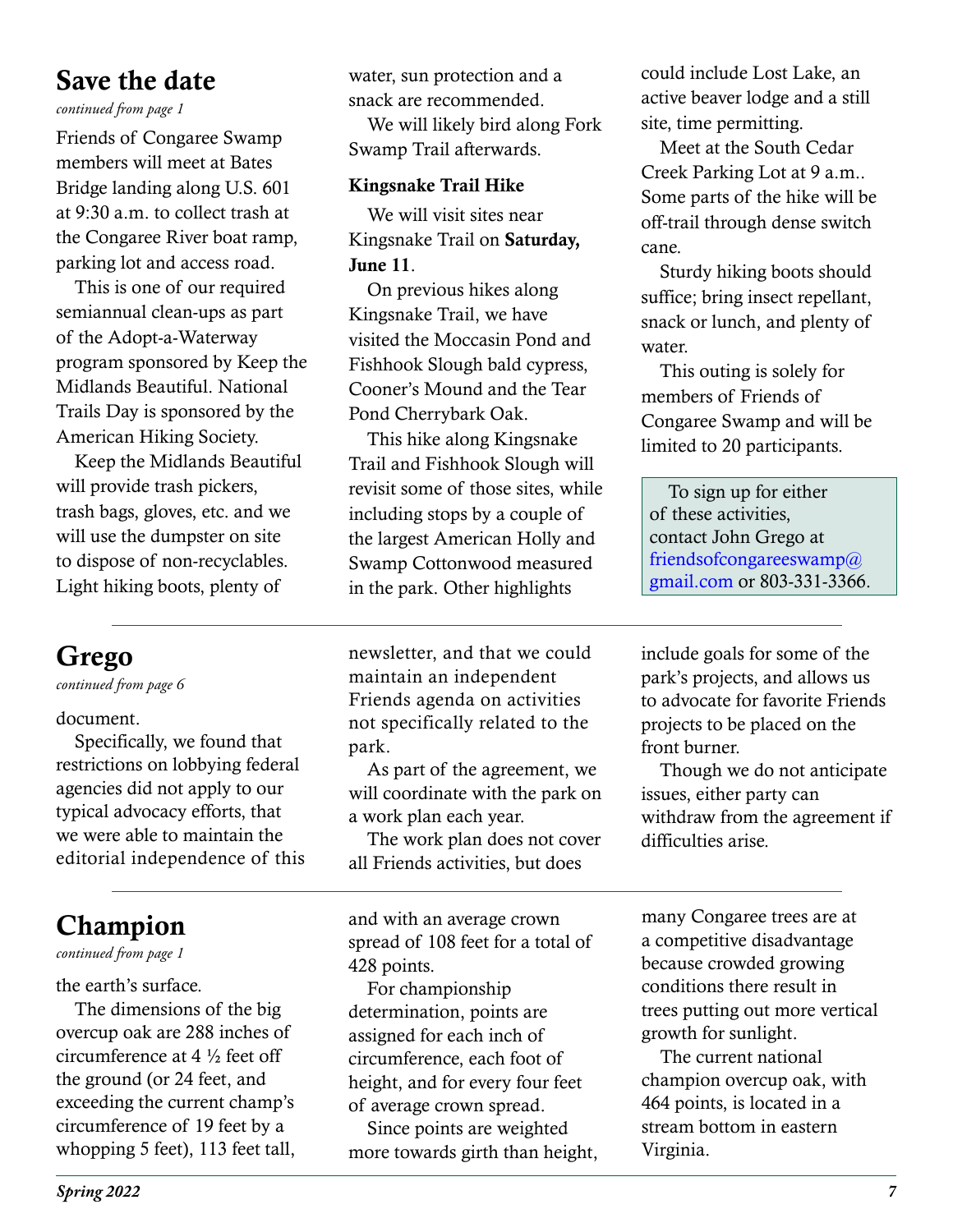## Save the date

*continued from page 1*

Friends of Congaree Swamp members will meet at Bates Bridge landing along U.S. 601 at 9:30 a.m. to collect trash at the Congaree River boat ramp, parking lot and access road.

This is one of our required semiannual clean-ups as part of the Adopt-a-Waterway program sponsored by Keep the Midlands Beautiful. National Trails Day is sponsored by the American Hiking Society.

Keep the Midlands Beautiful will provide trash pickers, trash bags, gloves, etc. and we will use the dumpster on site to dispose of non-recyclables. Light hiking boots, plenty of water, sun protection and a snack are recommended.

We will likely bird along Fork Swamp Trail afterwards.

**Kingsnake Trail Hike**

We will visit sites near Kingsnake Trail on **Saturday, June 11**.

On previous hikes along Kingsnake Trail, we have visited the Moccasin Pond and Fishhook Slough bald cypress, Cooner's Mound and the Tear Pond Cherrybark Oak.

This hike along Kingsnake Trail and Fishhook Slough will revisit some of those sites, while including stops by a couple of the largest American Holly and Swamp Cottonwood measured in the park. Other highlights could include Lost Lake, an active beaver lodge and a still site, time permitting.

Meet at the South Cedar Creek Parking Lot at 9 a.m.. Some parts of the hike will be off-trail through dense switch cane.

Sturdy hiking boots should suffice; bring insect repellant, snack or lunch, and plenty of water.

This outing is solely for members of Friends of Congaree Swamp and will be limited to 20 participants.

> To sign up for either of these activities, contact John Grego at friendsofcongareeswamp@gmail.com or 803-331-3366.

## Grego

*continued from page 6*

document.

Specifically, we found that restrictions on lobbying federal agencies did not apply to our typical advocacy efforts, that we were able to maintain the editorial independence of this newsletter, and that we could maintain an independent Friends agenda on activities not specifically related to the park.

As part of the agreement, we will coordinate with the park on a work plan each year.

The work plan does not cover all Friends activities, but does include goals for some of the park's projects, and allows us to advocate for favorite Friends projects to be placed on the front burner.

Though we do not anticipate issues, either party can withdraw from the agreement if difficulties arise.

## Champion

*continued from page 1*

the earth's surface.

The dimensions of the big overcup oak are 288 inches of circumference at 4 ½ feet off the ground (or 24 feet, and exceeding the current champ's circumference of 19 feet by a whopping 5 feet), 113 feet tall, and with an average crown spread of 108 feet for a total of 428 points.

For championship determination, points are assigned for each inch of circumference, each foot of height, and for every four feet of average crown spread.

Since points are weighted more towards girth than height, many Congaree trees are at a competitive disadvantage because crowded growing conditions there result in trees putting out more vertical growth for sunlight.

The current national champion overcup oak, with 464 points, is located in a stream bottom in eastern Virginia.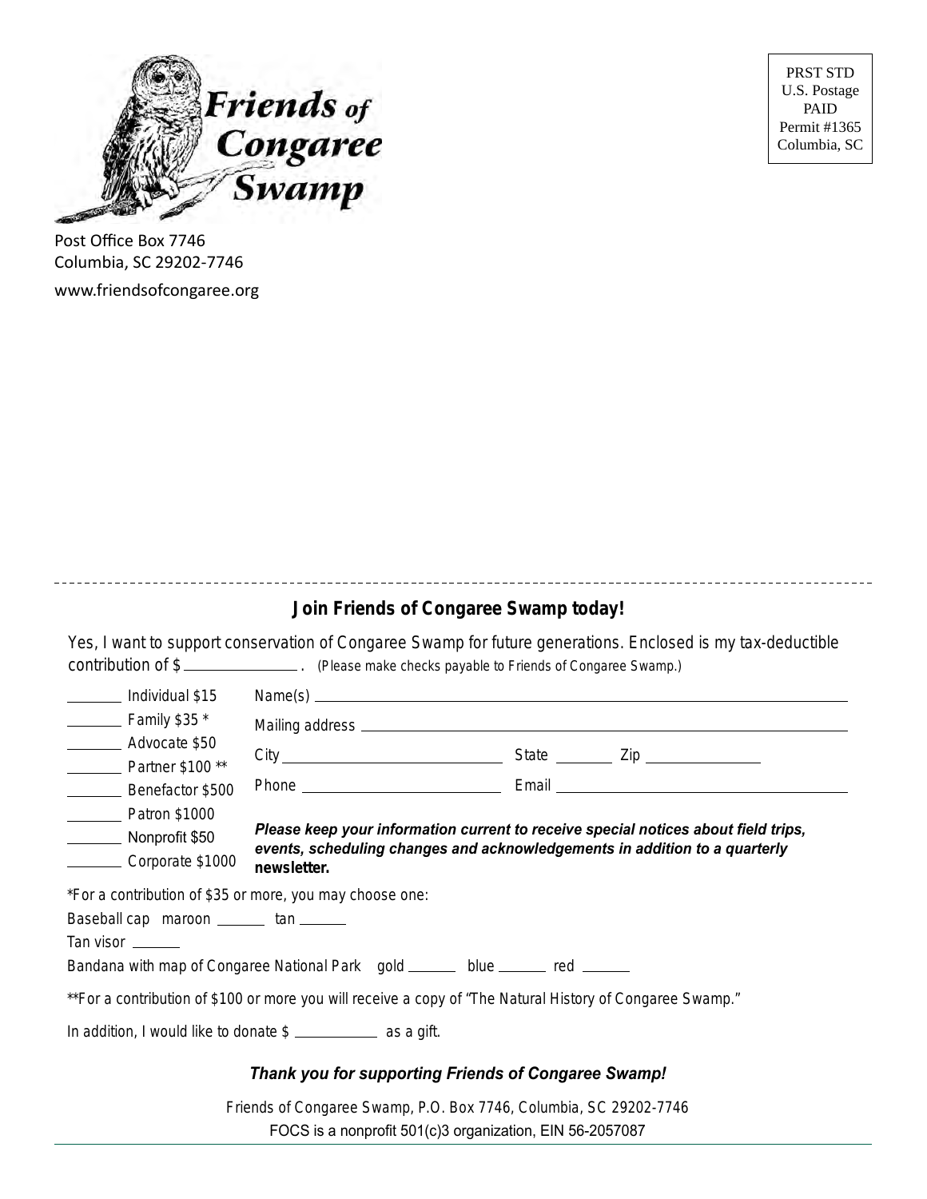Friends of Congaree Swamp

Post Office Box 7746
Columbia, SC 29202-7746
www.friendsofcongaree.org

PRST STD
U.S. Postage
PAID
Permit #1365
Columbia, SC

## Join Friends of Congaree Swamp today!

Yes, I want to support conservation of Congaree Swamp for future generations. Enclosed is my tax-deductible contribution of $ ______________ . (Please make checks payable to Friends of Congaree Swamp.)

_______ Individual $15
_______ Family $35 *
_______ Advocate $50
_______ Partner $100 **
_______ Benefactor $500
_______ Patron $1000
_______ Nonprofit $50
_______ Corporate $1000

Name(s) ______________________________________________

Mailing address ______________________________________

City ______________________ State _______ Zip _____________

Phone ______________________ Email ______________________

***Please keep your information current to receive special notices about field trips, events, scheduling changes and acknowledgements in addition to a quarterly newsletter.***

*For a contribution of $35 or more, you may choose one:

Baseball cap maroon ______ tan ______

Tan visor ______

Bandana with map of Congaree National Park gold ______ blue ______ red ______

**For a contribution of $100 or more you will receive a copy of "The Natural History of Congaree Swamp."

In addition, I would like to donate $ __________ as a gift.

***Thank you for supporting Friends of Congaree Swamp!***

Friends of Congaree Swamp, P.O. Box 7746, Columbia, SC 29202-7746
FOCS is a nonprofit 501(c)3 organization, EIN 56-2057087